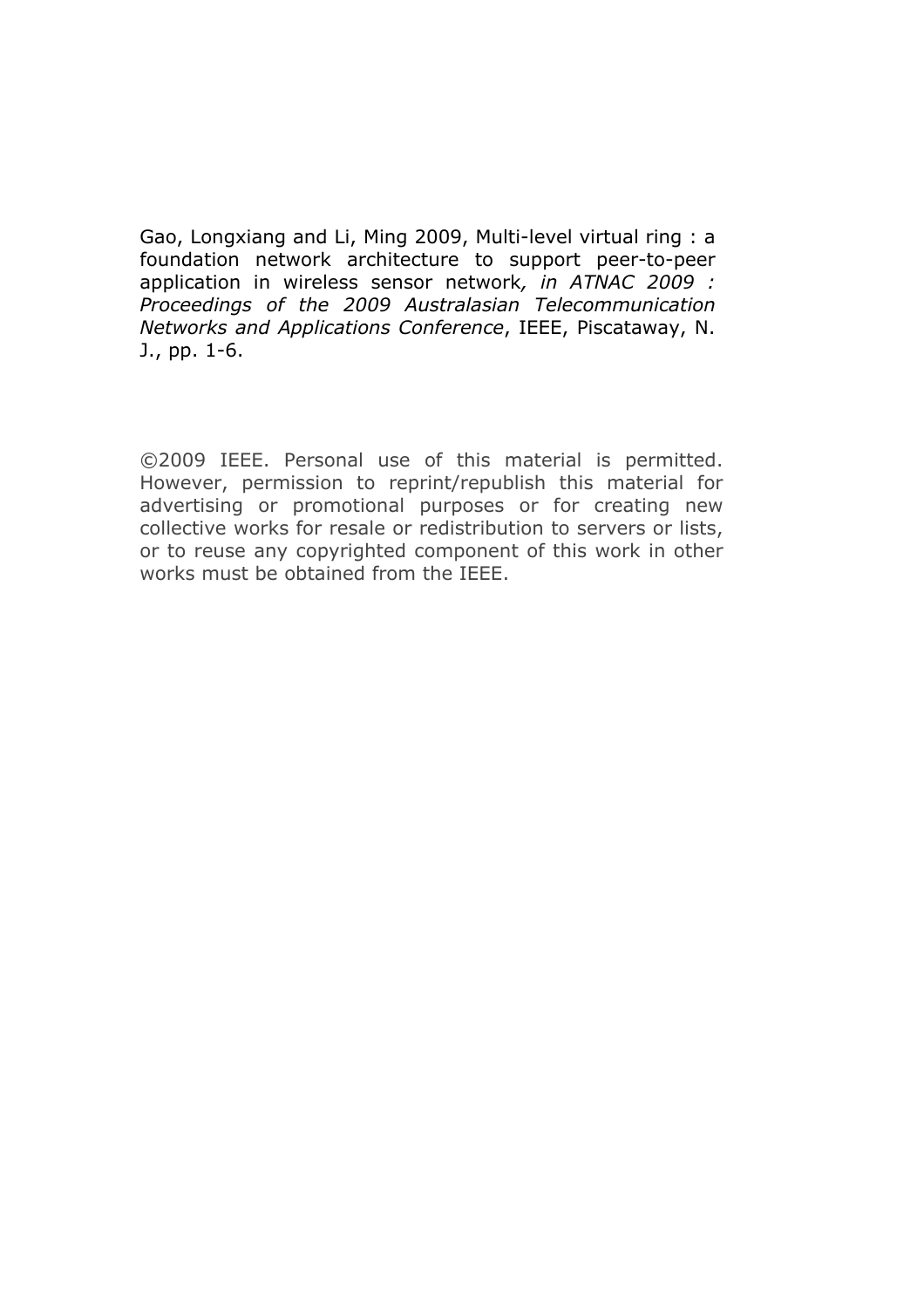Gao, Longxiang and Li, Ming 2009, Multi-level virtual ring : a foundation network architecture to support peer-to-peer application in wireless sensor network*, in ATNAC 2009 : Proceedings of the 2009 Australasian Telecommunication Networks and Applications Conference*, IEEE, Piscataway, N. J., pp. 1-6.

©2009 IEEE. Personal use of this material is permitted. However, permission to reprint/republish this material for advertising or promotional purposes or for creating new collective works for resale or redistribution to servers or lists, or to reuse any copyrighted component of this work in other works must be obtained from the IEEE.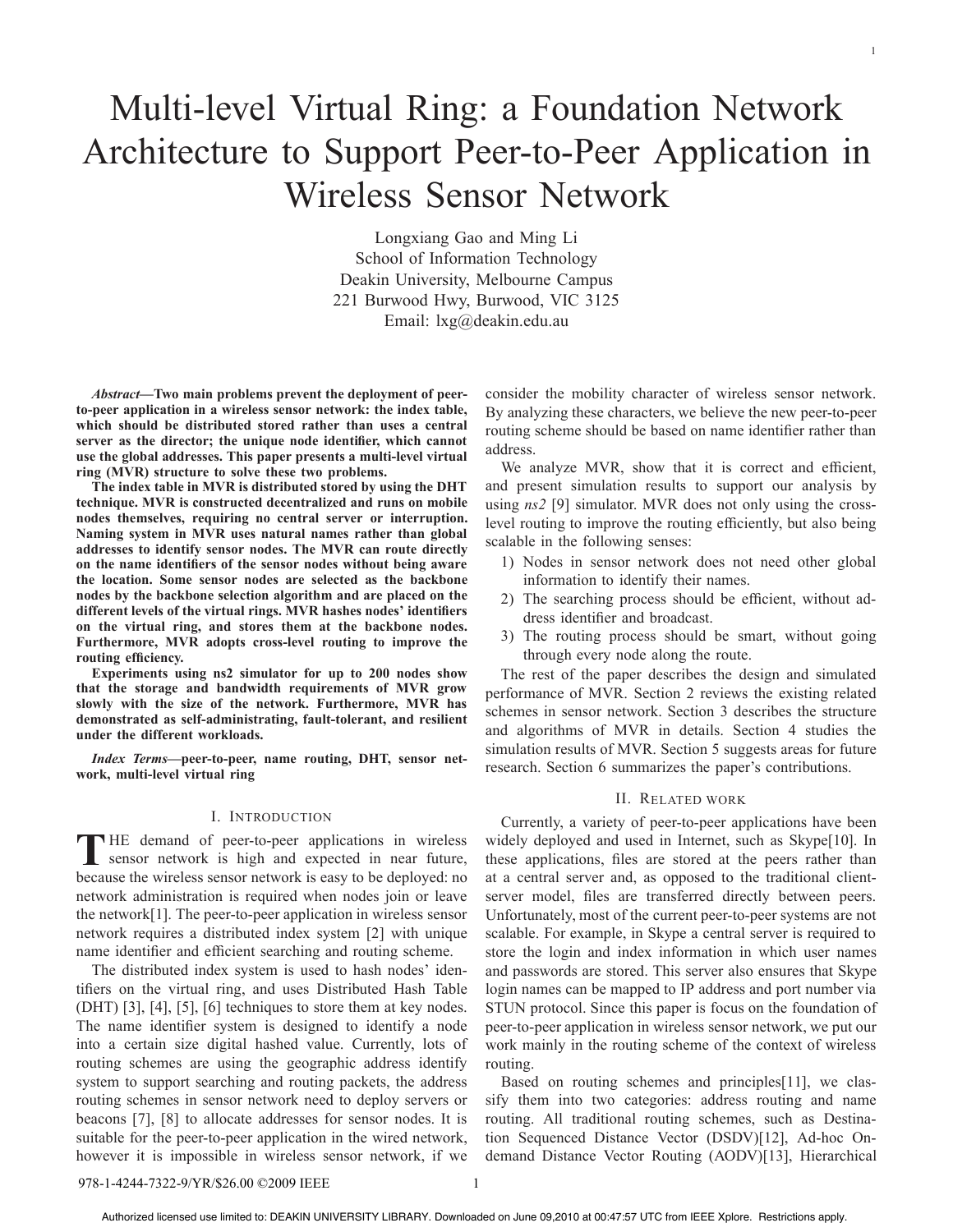# Multi-level Virtual Ring: a Foundation Network Architecture to Support Peer-to-Peer Application in Wireless Sensor Network

Longxiang Gao and Ming Li
School of Information Technology
Deakin University, Melbourne Campus
221 Burwood Hwy, Burwood, VIC 3125
Email: lxg@deakin.edu.au

***Abstract*—Two main problems prevent the deployment of peer-to-peer application in a wireless sensor network: the index table, which should be distributed stored rather than uses a central server as the director; the unique node identifier, which cannot use the global addresses. This paper presents a multi-level virtual ring (MVR) structure to solve these two problems.**

**The index table in MVR is distributed stored by using the DHT technique. MVR is constructed decentralized and runs on mobile nodes themselves, requiring no central server or interruption. Naming system in MVR uses natural names rather than global addresses to identify sensor nodes. The MVR can route directly on the name identifiers of the sensor nodes without being aware the location. Some sensor nodes are selected as the backbone nodes by the backbone selection algorithm and are placed on the different levels of the virtual rings. MVR hashes nodes' identifiers on the virtual ring, and stores them at the backbone nodes. Furthermore, MVR adopts cross-level routing to improve the routing efficiency.**

**Experiments using ns2 simulator for up to 200 nodes show that the storage and bandwidth requirements of MVR grow slowly with the size of the network. Furthermore, MVR has demonstrated as self-administrating, fault-tolerant, and resilient under the different workloads.**

***Index Terms*—peer-to-peer, name routing, DHT, sensor network, multi-level virtual ring**

## I. Introduction

The demand of peer-to-peer applications in wireless sensor network is high and expected in near future, because the wireless sensor network is easy to be deployed: no network administration is required when nodes join or leave the network[1]. The peer-to-peer application in wireless sensor network requires a distributed index system [2] with unique name identifier and efficient searching and routing scheme.

The distributed index system is used to hash nodes' identifiers on the virtual ring, and uses Distributed Hash Table (DHT) [3], [4], [5], [6] techniques to store them at key nodes. The name identifier system is designed to identify a node into a certain size digital hashed value. Currently, lots of routing schemes are using the geographic address identify system to support searching and routing packets, the address routing schemes in sensor network need to deploy servers or beacons [7], [8] to allocate addresses for sensor nodes. It is suitable for the peer-to-peer application in the wired network, however it is impossible in wireless sensor network, if we consider the mobility character of wireless sensor network. By analyzing these characters, we believe the new peer-to-peer routing scheme should be based on name identifier rather than address.

We analyze MVR, show that it is correct and efficient, and present simulation results to support our analysis by using *ns2* [9] simulator. MVR does not only using the cross-level routing to improve the routing efficiently, but also being scalable in the following senses:

1) Nodes in sensor network does not need other global information to identify their names.
2) The searching process should be efficient, without address identifier and broadcast.
3) The routing process should be smart, without going through every node along the route.

The rest of the paper describes the design and simulated performance of MVR. Section 2 reviews the existing related schemes in sensor network. Section 3 describes the structure and algorithms of MVR in details. Section 4 studies the simulation results of MVR. Section 5 suggests areas for future research. Section 6 summarizes the paper's contributions.

## II. Related work

Currently, a variety of peer-to-peer applications have been widely deployed and used in Internet, such as Skype[10]. In these applications, files are stored at the peers rather than at a central server and, as opposed to the traditional client-server model, files are transferred directly between peers. Unfortunately, most of the current peer-to-peer systems are not scalable. For example, in Skype a central server is required to store the login and index information in which user names and passwords are stored. This server also ensures that Skype login names can be mapped to IP address and port number via STUN protocol. Since this paper is focus on the foundation of peer-to-peer application in wireless sensor network, we put our work mainly in the routing scheme of the context of wireless routing.

Based on routing schemes and principles[11], we classify them into two categories: address routing and name routing. All traditional routing schemes, such as Destination Sequenced Distance Vector (DSDV)[12], Ad-hoc On-demand Distance Vector Routing (AODV)[13], Hierarchical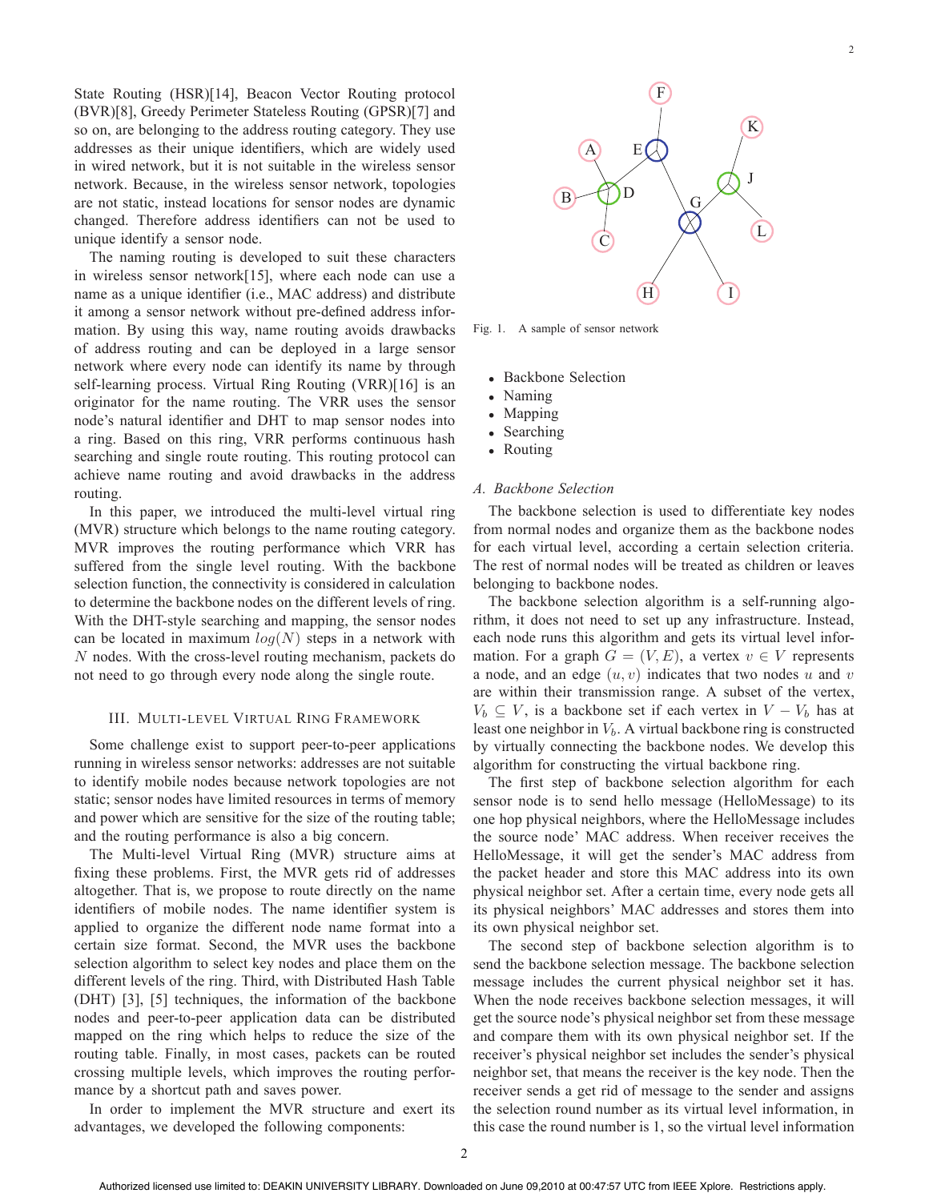State Routing (HSR)[14], Beacon Vector Routing protocol (BVR)[8], Greedy Perimeter Stateless Routing (GPSR)[7] and so on, are belonging to the address routing category. They use addresses as their unique identifiers, which are widely used in wired network, but it is not suitable in the wireless sensor network. Because, in the wireless sensor network, topologies are not static, instead locations for sensor nodes are dynamic changed. Therefore address identifiers can not be used to unique identify a sensor node.

The naming routing is developed to suit these characters in wireless sensor network[15], where each node can use a name as a unique identifier (i.e., MAC address) and distribute it among a sensor network without pre-defined address information. By using this way, name routing avoids drawbacks of address routing and can be deployed in a large sensor network where every node can identify its name by through self-learning process. Virtual Ring Routing (VRR)[16] is an originator for the name routing. The VRR uses the sensor node's natural identifier and DHT to map sensor nodes into a ring. Based on this ring, VRR performs continuous hash searching and single route routing. This routing protocol can achieve name routing and avoid drawbacks in the address routing.

In this paper, we introduced the multi-level virtual ring (MVR) structure which belongs to the name routing category. MVR improves the routing performance which VRR has suffered from the single level routing. With the backbone selection function, the connectivity is considered in calculation to determine the backbone nodes on the different levels of ring. With the DHT-style searching and mapping, the sensor nodes can be located in maximum $log(N)$ steps in a network with $N$ nodes. With the cross-level routing mechanism, packets do not need to go through every node along the single route.

## III. Multi-level Virtual Ring Framework

Some challenge exist to support peer-to-peer applications running in wireless sensor networks: addresses are not suitable to identify mobile nodes because network topologies are not static; sensor nodes have limited resources in terms of memory and power which are sensitive for the size of the routing table; and the routing performance is also a big concern.

The Multi-level Virtual Ring (MVR) structure aims at fixing these problems. First, the MVR gets rid of addresses altogether. That is, we propose to route directly on the name identifiers of mobile nodes. The name identifier system is applied to organize the different node name format into a certain size format. Second, the MVR uses the backbone selection algorithm to select key nodes and place them on the different levels of the ring. Third, with Distributed Hash Table (DHT) [3], [5] techniques, the information of the backbone nodes and peer-to-peer application data can be distributed mapped on the ring which helps to reduce the size of the routing table. Finally, in most cases, packets can be routed crossing multiple levels, which improves the routing performance by a shortcut path and saves power.

In order to implement the MVR structure and exert its advantages, we developed the following components:

F
K
A
E
J
B
D
G
L
C
H
I

Fig. 1. A sample of sensor network

- Backbone Selection
- Naming
- Mapping
- Searching
- Routing

### A. Backbone Selection

The backbone selection is used to differentiate key nodes from normal nodes and organize them as the backbone nodes for each virtual level, according a certain selection criteria. The rest of normal nodes will be treated as children or leaves belonging to backbone nodes.

The backbone selection algorithm is a self-running algorithm, it does not need to set up any infrastructure. Instead, each node runs this algorithm and gets its virtual level information. For a graph $G = (V, E)$, a vertex $v \in V$ represents a node, and an edge $(u, v)$ indicates that two nodes $u$ and $v$ are within their transmission range. A subset of the vertex, $V_b \subseteq V$, is a backbone set if each vertex in $V - V_b$ has at least one neighbor in $V_b$. A virtual backbone ring is constructed by virtually connecting the backbone nodes. We develop this algorithm for constructing the virtual backbone ring.

The first step of backbone selection algorithm for each sensor node is to send hello message (HelloMessage) to its one hop physical neighbors, where the HelloMessage includes the source node' MAC address. When receiver receives the HelloMessage, it will get the sender's MAC address from the packet header and store this MAC address into its own physical neighbor set. After a certain time, every node gets all its physical neighbors' MAC addresses and stores them into its own physical neighbor set.

The second step of backbone selection algorithm is to send the backbone selection message. The backbone selection message includes the current physical neighbor set it has. When the node receives backbone selection messages, it will get the source node's physical neighbor set from these message and compare them with its own physical neighbor set. If the receiver's physical neighbor set includes the sender's physical neighbor set, that means the receiver is the key node. Then the receiver sends a get rid of message to the sender and assigns the selection round number as its virtual level information, in this case the round number is 1, so the virtual level information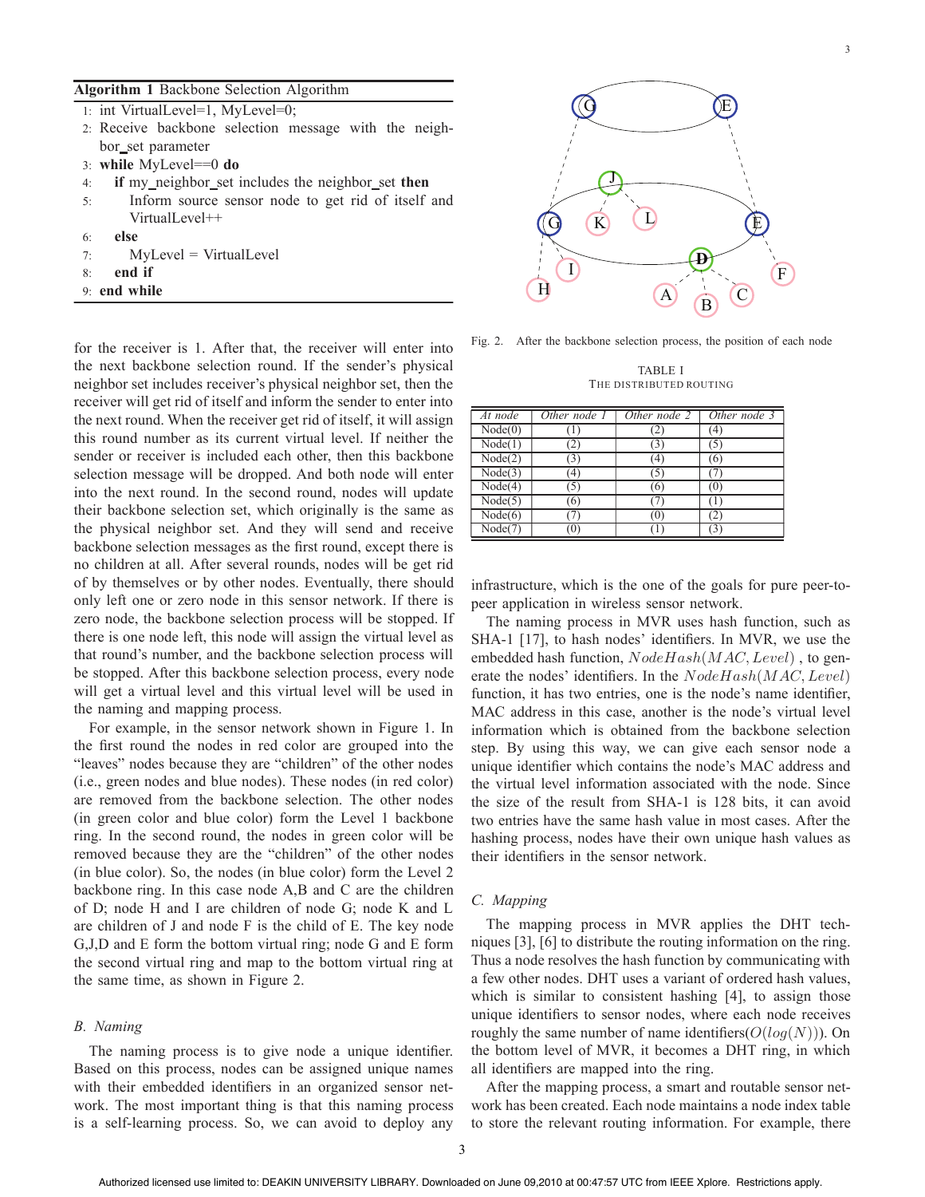**Algorithm 1** Backbone Selection Algorithm

```
1: int VirtualLevel=1, MyLevel=0;
2: Receive backbone selection message with the neighbor_set parameter
3: while MyLevel==0 do
4:   if my_neighbor_set includes the neighbor_set then
5:     Inform source sensor node to get rid of itself and VirtualLevel++
6:   else
7:     MyLevel = VirtualLevel
8:   end if
9: end while
```

for the receiver is 1. After that, the receiver will enter into the next backbone selection round. If the sender's physical neighbor set includes receiver's physical neighbor set, then the receiver will get rid of itself and inform the sender to enter into the next round. When the receiver get rid of itself, it will assign this round number as its current virtual level. If neither the sender or receiver is included each other, then this backbone selection message will be dropped. And both node will enter into the next round. In the second round, nodes will update their backbone selection set, which originally is the same as the physical neighbor set. And they will send and receive backbone selection messages as the first round, except there is no children at all. After several rounds, nodes will be get rid of by themselves or by other nodes. Eventually, there should only left one or zero node in this sensor network. If there is zero node, the backbone selection process will be stopped. If there is one node left, this node will assign the virtual level as that round's number, and the backbone selection process will be stopped. After this backbone selection process, every node will get a virtual level and this virtual level is used in the naming and mapping process.

For example, in the sensor network shown in Figure 1. In the first round the nodes in red color are grouped into the "leaves" nodes because they are "children" of the other nodes (i.e., green nodes and blue nodes). These nodes (in red color) are removed from the backbone selection. The other nodes (in green color and blue color) form the Level 1 backbone ring. In the second round, the nodes in green color will be removed because they are the "children" of the other nodes (in blue color). So, the nodes (in blue color) form the Level 2 backbone ring. In this case node A,B and C are the children of D; node H and I are children of node G; node K and L are children of J and node F is the child of E. The key node G,J,D and E form the bottom virtual ring; node G and E form the second virtual ring and map to the bottom virtual ring at the same time, as shown in Figure 2.

### B. Naming

The naming process is to give node a unique identifier. Based on this process, nodes can be assigned unique names with their embedded identifiers in an organized sensor network. The most important thing is that this naming process is a self-learning process. So, we can avoid to deploy any infrastructure, which is the one of the goals for pure peer-to-peer application in wireless sensor network.

The naming process in MVR uses hash function, such as SHA-1 [17], to hash nodes' identifiers. In MVR, we use the embedded hash function, $NodeHash(MAC, Level)$ , to generate the nodes' identifiers. In the $NodeHash(MAC, Level)$ function, it has two entries, one is the node's name identifier, MAC address in this case, another is the node's virtual level information which is obtained from the backbone selection step. By using this way, we can give each sensor node a unique identifier which contains the node's MAC address and the virtual level information associated with the node. Since the size of the result from SHA-1 is 128 bits, it can avoid two entries have the same hash value in most cases. After the hashing process, nodes have their own unique hash values as their identifiers in the sensor network.

Fig. 2. After the backbone selection process, the position of each node

TABLE I
THE DISTRIBUTED ROUTING

| *At node* | *Other node 1* | *Other node 2* | *Other node 3* |
|---|---|---|---|
| Node(0) | (1) | (2) | (4) |
| Node(1) | (2) | (3) | (5) |
| Node(2) | (3) | (4) | (6) |
| Node(3) | (4) | (5) | (7) |
| Node(4) | (5) | (6) | (0) |
| Node(5) | (6) | (7) | (1) |
| Node(6) | (7) | (0) | (2) |
| Node(7) | (0) | (1) | (3) |

### C. Mapping

The mapping process in MVR applies the DHT techniques [3], [6] to distribute the routing information on the ring. Thus a node resolves the hash function by communicating with a few other nodes. DHT uses a variant of ordered hash values, which is similar to consistent hashing [4], to assign those unique identifiers to sensor nodes, where each node receives roughly the same number of name identifiers($O(log(N))$). On the bottom level of MVR, it becomes a DHT ring, in which all identifiers are mapped into the ring.

After the mapping process, a smart and routable sensor network has been created. Each node maintains a node index table to store the relevant routing information. For example, there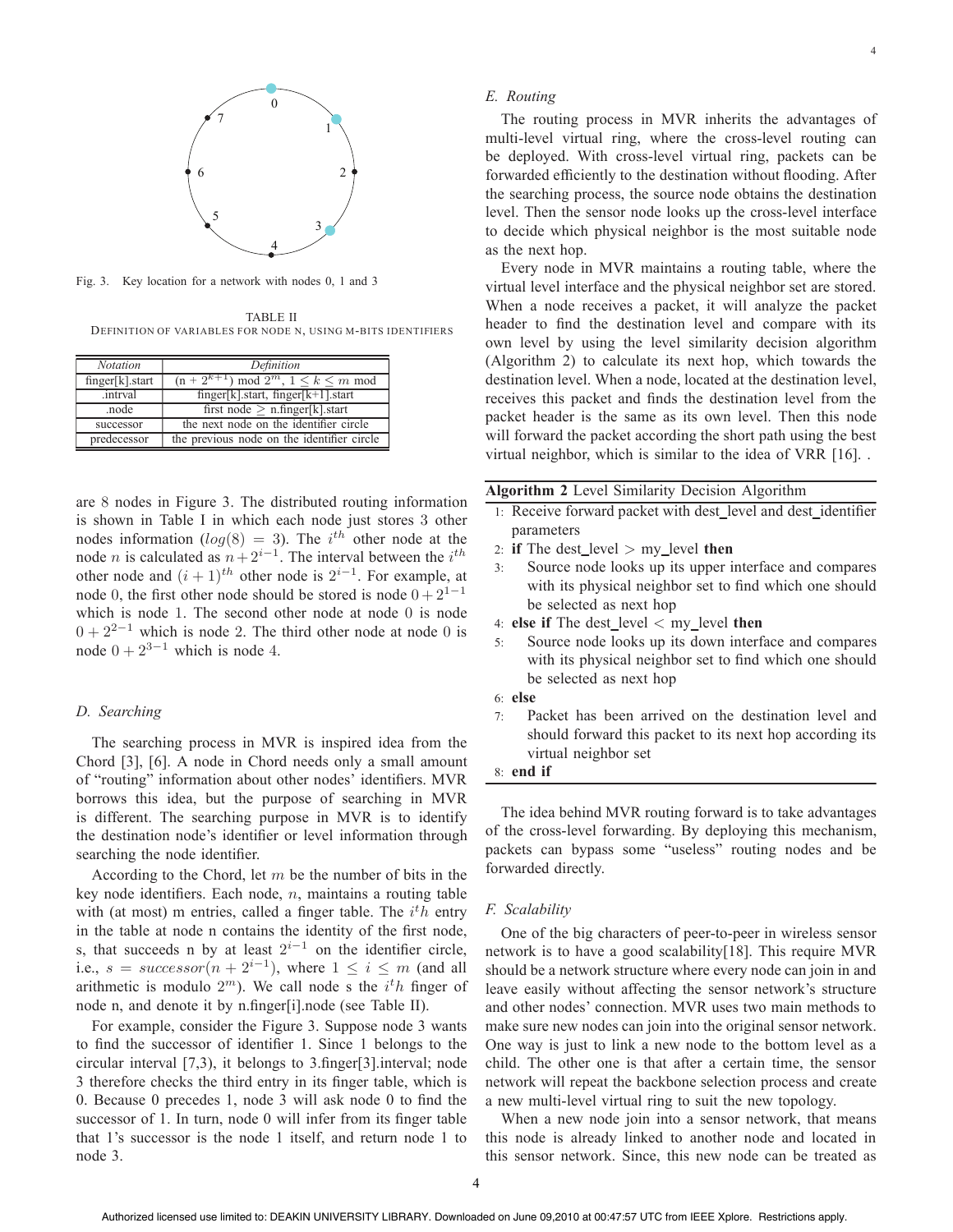Fig. 3. Key location for a network with nodes 0, 1 and 3

TABLE II
DEFINITION OF VARIABLES FOR NODE N, USING M-BITS IDENTIFIERS

| *Notation* | *Definition* |
|---|---|
| finger[k].start | (n + $2^{k+1}$) mod $2^m$, $1 \leq k \leq m$ mod |
| .intrval | finger[k].start, finger[k+1].start |
| .node | first node $\geq$ n.finger[k].start |
| successor | the next node on the identifier circle |
| predecessor | the previous node on the identifier circle |

are 8 nodes in Figure 3. The distributed routing information is shown in Table I in which each node just stores 3 other nodes information ($log(8) = 3$). The $i^{th}$ other node at the node $n$ is calculated as $n + 2^{i-1}$. The interval between the $i^{th}$ other node and $(i+1)^{th}$ other node is $2^{i-1}$. For example, at node 0, the first other node should be stored is node $0 + 2^{1-1}$ which is node 1. The second other node at node 0 is node $0 + 2^{2-1}$ which is node 2. The third other node at node 0 is node $0 + 2^{3-1}$ which is node 4.

### D. Searching

The searching process in MVR is inspired idea from the Chord [3], [6]. A node in Chord needs only a small amount of "routing" information about other nodes' identifiers. MVR borrows this idea, but the purpose of searching in MVR is different. The searching purpose in MVR is to identify the destination node's identifier or level information through searching the node identifier.

According to the Chord, let $m$ be the number of bits in the key node identifiers. Each node, $n$, maintains a routing table with (at most) m entries, called a finger table. The $i^th$ entry in the table at node n contains the identity of the first node, s, that succeeds n by at least $2^{i-1}$ on the identifier circle, i.e., $s = successor(n + 2^{i-1})$, where $1 \leq i \leq m$ (and all arithmetic is modulo $2^m$). We call node s the $i^th$ finger of node n, and denote it by n.finger[i].node (see Table II).

For example, consider the Figure 3. Suppose node 3 wants to find the successor of identifier 1. Since 1 belongs to the circular interval [7,3), it belongs to 3.finger[3].interval; node 3 therefore checks the third entry in its finger table, which is 0. Because 0 precedes 1, node 3 will ask node 0 to find the successor of 1. In turn, node 0 will infer from its finger table that 1's successor is the node 1 itself, and return node 1 to node 3.

### E. Routing

The routing process in MVR inherits the advantages of multi-level virtual ring, where the cross-level routing can be deployed. With cross-level virtual ring, packets can be forwarded efficiently to the destination without flooding. After the searching process, the source node obtains the destination level. Then the sensor node looks up the cross-level interface to decide which physical neighbor is the most suitable node as the next hop.

Every node in MVR maintains a routing table, where the virtual level interface and the physical neighbor set are stored. When a node receives a packet, it will analyze the packet header to find the destination level and compare with its own level by using the level similarity decision algorithm (Algorithm 2) to calculate its next hop, which towards the destination level. When a node, located at the destination level, receives this packet and finds the destination level from the packet header is the same as its own level. Then this node will forward the packet according the short path using the best virtual neighbor, which is similar to the idea of VRR [16]. .

**Algorithm 2** Level Similarity Decision Algorithm

```
1: Receive forward packet with dest_level and dest_identifier
   parameters
2: if The dest_level > my_level then
3:     Source node looks up its upper interface and compares
       with its physical neighbor set to find which one should
       be selected as next hop
4: else if The dest_level < my_level then
5:     Source node looks up its down interface and compares
       with its physical neighbor set to find which one should
       be selected as next hop
6: else
7:     Packet has been arrived on the destination level and
       should forward this packet to its next hop according its
       virtual neighbor set
8: end if
```

The idea behind MVR routing forward is to take advantages of the cross-level forwarding. By deploying this mechanism, packets can bypass some "useless" routing nodes and be forwarded directly.

### F. Scalability

One of the big characters of peer-to-peer in wireless sensor network is to have a good scalability[18]. This require MVR should be a network structure where every node can join in and leave easily without affecting the sensor network's structure and other nodes' connection. MVR uses two main methods to make sure new nodes can join into the original sensor network. One way is just to link a new node to the bottom level as a child. The other one is that after a certain time, the sensor network will repeat the backbone selection process and create a new multi-level virtual ring to suit the new topology.

When a new node join into a sensor network, that means this node is already linked to another node and located in this sensor network. Since, this new node can be treated as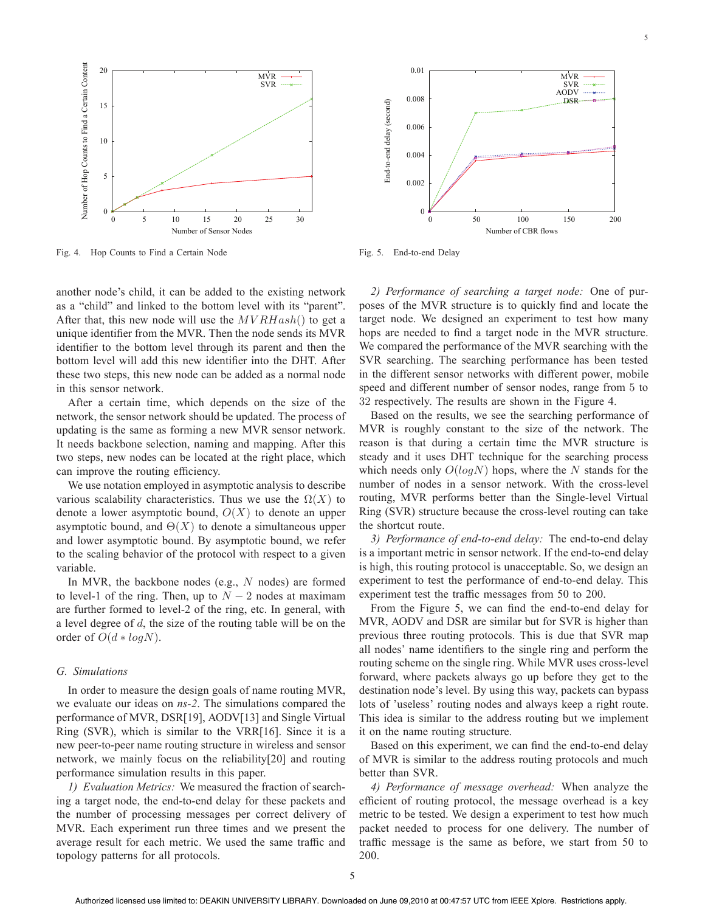Fig. 4. Hop Counts to Find a Certain Node

Fig. 5. End-to-end Delay

another node's child, it can be added to the existing network as a "child" and linked to the bottom level with its "parent". After that, this new node will use the $MVRHash()$ to get a unique identifier from the MVR. Then the node sends its MVR identifier to the bottom level through its parent and then the bottom level will add this new identifier into the DHT. After these two steps, this new node can be added as a normal node in this sensor network.

After a certain time, which depends on the size of the network, the sensor network should be updated. The process of updating is the same as forming a new MVR sensor network. It needs backbone selection, naming and mapping. After this two steps, new nodes can be located at the right place, which can improve the routing efficiency.

We use notation employed in asymptotic analysis to describe various scalability characteristics. Thus we use the $\Omega(X)$ to denote a lower asymptotic bound, $O(X)$ to denote an upper asymptotic bound, and $\Theta(X)$ to denote a simultaneous upper and lower asymptotic bound. By asymptotic bound, we refer to the scaling behavior of the protocol with respect to a given variable.

In MVR, the backbone nodes (e.g., $N$ nodes) are formed to level-1 of the ring. Then, up to $N-2$ nodes at maximam are further formed to level-2 of the ring, etc. In general, with a level degree of $d$, the size of the routing table will be on the order of $O(d * logN)$.

### G. Simulations

In order to measure the design goals of name routing MVR, we evaluate our ideas on *ns-2*. The simulations compared the performance of MVR, DSR[19], AODV[13] and Single Virtual Ring (SVR), which is similar to the VRR[16]. Since it is a new peer-to-peer name routing structure in wireless and sensor network, we mainly focus on the reliability[20] and routing performance simulation results in this paper.

*1) Evaluation Metrics:* We measured the fraction of searching a target node, the end-to-end delay for these packets and the number of processing messages per correct delivery of MVR. Each experiment run three times and we present the average result for each metric. We used the same traffic and topology patterns for all protocols.

*2) Performance of searching a target node:* One of purposes of the MVR structure is to quickly find and locate the target node. We designed an experiment to test how many hops are needed to find a target node in the MVR structure. We compared the performance of the MVR searching with the SVR searching. The searching performance has been tested in the different sensor networks with different power, mobile speed and different number of sensor nodes, range from 5 to 32 respectively. The results are shown in the Figure 4.

Based on the results, we see the searching performance of MVR is roughly constant to the size of the network. The reason is that during a certain time the MVR structure is steady and it uses DHT technique for the searching process which needs only $O(logN)$ hops, where the $N$ stands for the number of nodes in a sensor network. With the cross-level routing, MVR performs better than the Single-level Virtual Ring (SVR) structure because the cross-level routing can take the shortcut route.

*3) Performance of end-to-end delay:* The end-to-end delay is a important metric in sensor network. If the end-to-end delay is high, this routing protocol is unacceptable. So, we design an experiment to test the performance of end-to-end delay. This experiment test the traffic messages from 50 to 200.

From the Figure 5, we can find the end-to-end delay for MVR, AODV and DSR are similar but for SVR is higher than previous three routing protocols. This is due that SVR map all nodes' name identifiers to the single ring and perform the routing scheme on the single ring. While MVR uses cross-level forward, where packets always go up before they get to the destination node's level. By using this way, packets can bypass lots of 'useless' routing nodes and always keep a right route. This idea is similar to the address routing but we implement it on the name routing structure.

Based on this experiment, we can find the end-to-end delay of MVR is similar to the address routing protocols and much better than SVR.

*4) Performance of message overhead:* When analyze the efficient of routing protocol, the message overhead is a key metric to be tested. We design a experiment to test how much packet needed to process for one delivery. The number of traffic message is the same as before, we start from 50 to 200.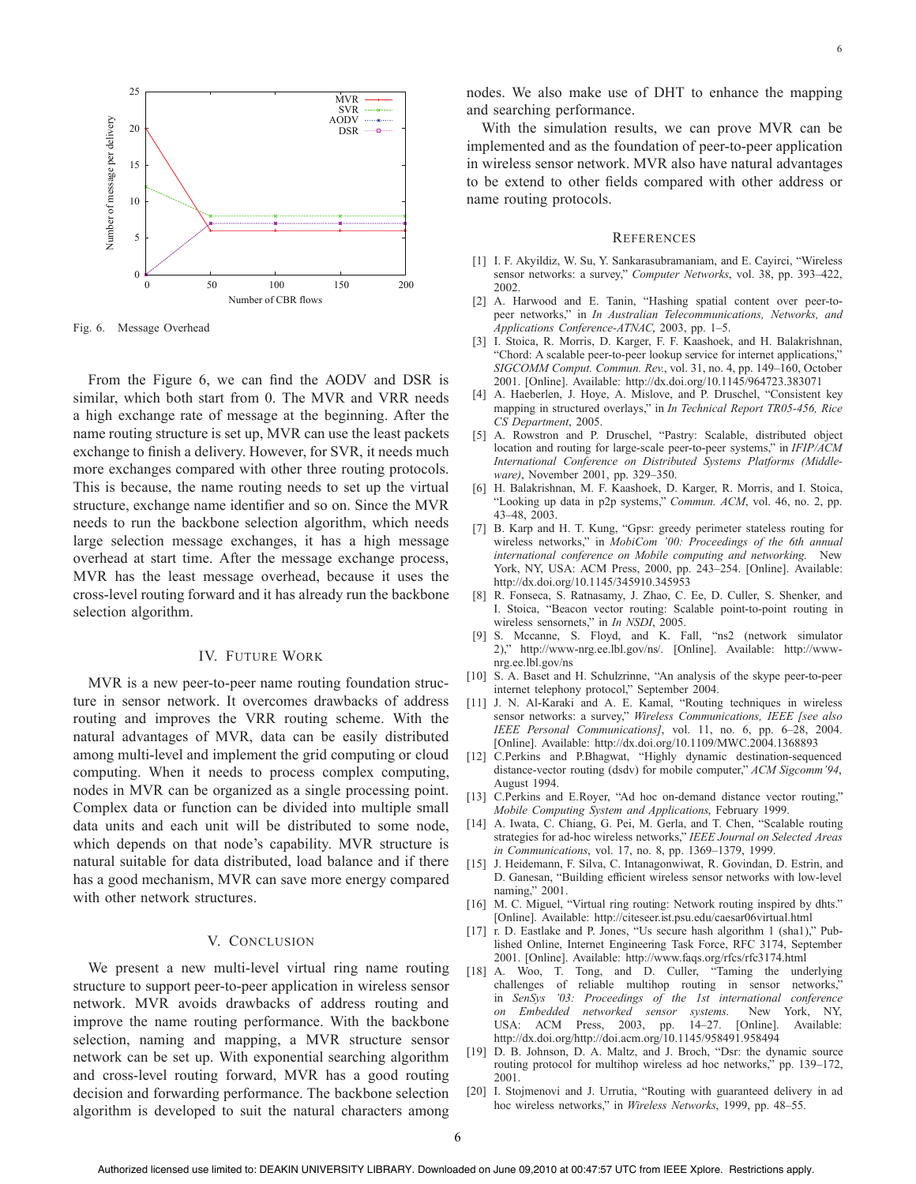25
20
15
10
5
0
0
50
100
150
200
Number of message per delivery
Number of CBR flows
MVR
SVR
AODV
DSR

Fig. 6. Message Overhead

From the Figure 6, we can find the AODV and DSR is similar, which both start from 0. The MVR and VRR needs a high exchange rate of message at the beginning. After the name routing structure is set up, MVR can use the least packets exchange to finish a delivery. However, for SVR, it needs much more exchanges compared with other three routing protocols. This is because, the name routing needs to set up the virtual structure, exchange name identifier and so on. Since the MVR needs to run the backbone selection algorithm, which needs large selection message exchanges, it has a high message overhead at start time. After the message exchange process, MVR has the least message overhead, because it uses the cross-level routing forward and it has already run the backbone selection algorithm.

## IV. Future Work

MVR is a new peer-to-peer name routing foundation structure in sensor network. It overcomes drawbacks of address routing and improves the VRR routing scheme. With the natural advantages of MVR, data can be easily distributed among multi-level and implement the grid computing or cloud computing. When it needs to process complex computing, nodes in MVR can be organized as a single processing point. Complex data or function can be divided into multiple small data units and each unit will be distributed to some node, which depends on that node's capability. MVR structure is natural suitable for data distributed, load balance and if there has a good mechanism, MVR can save more energy compared with other network structures.

## V. Conclusion

We present a new multi-level virtual ring name routing structure to support peer-to-peer application in wireless sensor network. MVR avoids drawbacks of address routing and improve the name routing performance. With the backbone selection, naming and mapping, a MVR structure sensor network can be set up. With exponential searching algorithm and cross-level routing forward, MVR has a good routing decision and forwarding performance. The backbone selection algorithm is developed to suit the natural characters among nodes. We also make use of DHT to enhance the mapping and searching performance.

With the simulation results, we can prove MVR can be implemented and as the foundation of peer-to-peer application in wireless sensor network. MVR also have natural advantages to be extend to other fields compared with other address or name routing protocols.

## References

[1] I. F. Akyildiz, W. Su, Y. Sankarasubramaniam, and E. Cayirci, "Wireless sensor networks: a survey," *Computer Networks*, vol. 38, pp. 393–422, 2002.

[2] A. Harwood and E. Tanin, "Hashing spatial content over peer-to-peer networks," in *In Australian Telecommunications, Networks, and Applications Conference-ATNAC*, 2003, pp. 1–5.

[3] I. Stoica, R. Morris, D. Karger, F. F. Kaashoek, and H. Balakrishnan, "Chord: A scalable peer-to-peer lookup service for internet applications," *SIGCOMM Comput. Commun. Rev.*, vol. 31, no. 4, pp. 149–160, October 2001. [Online]. Available: http://dx.doi.org/10.1145/964723.383071

[4] A. Haeberlen, J. Hoye, A. Mislove, and P. Druschel, "Consistent key mapping in structured overlays," in *In Technical Report TR05-456, Rice CS Department*, 2005.

[5] A. Rowstron and P. Druschel, "Pastry: Scalable, distributed object location and routing for large-scale peer-to-peer systems," in *IFIP/ACM International Conference on Distributed Systems Platforms (Middleware)*, November 2001, pp. 329–350.

[6] H. Balakrishnan, M. F. Kaashoek, D. Karger, R. Morris, and I. Stoica, "Looking up data in p2p systems," *Commun. ACM*, vol. 46, no. 2, pp. 43–48, 2003.

[7] B. Karp and H. T. Kung, "Gpsr: greedy perimeter stateless routing for wireless networks," in *MobiCom '00: Proceedings of the 6th annual international conference on Mobile computing and networking*. New York, NY, USA: ACM Press, 2000, pp. 243–254. [Online]. Available: http://dx.doi.org/10.1145/345910.345953

[8] R. Fonseca, S. Ratnasamy, J. Zhao, C. Ee, D. Culler, S. Shenker, and I. Stoica, "Beacon vector routing: Scalable point-to-point routing in wireless sensornets," in *In NSDI*, 2005.

[9] S. Mccanne, S. Floyd, and K. Fall, "ns2 (network simulator 2)," http://www-nrg.ee.lbl.gov/ns/. [Online]. Available: http://www-nrg.ee.lbl.gov/ns

[10] S. A. Baset and H. Schulzrinne, "An analysis of the skype peer-to-peer internet telephony protocol," September 2004.

[11] J. N. Al-Karaki and A. E. Kamal, "Routing techniques in wireless sensor networks: a survey," *Wireless Communications, IEEE [see also IEEE Personal Communications]*, vol. 11, no. 6, pp. 6–28, 2004. [Online]. Available: http://dx.doi.org/10.1109/MWC.2004.1368893

[12] C.Perkins and P.Bhagwat, "Highly dynamic destination-sequenced distance-vector routing (dsdv) for mobile computer," *ACM Sigcomm'94*, August 1994.

[13] C.Perkins and E.Royer, "Ad hoc on-demand distance vector routing," *Mobile Computing System and Applications*, February 1999.

[14] A. Iwata, C. Chiang, G. Pei, M. Gerla, and T. Chen, "Scalable routing strategies for ad-hoc wireless networks," *IEEE Journal on Selected Areas in Communications*, vol. 17, no. 8, pp. 1369–1379, 1999.

[15] J. Heidemann, F. Silva, C. Intanagonwiwat, R. Govindan, D. Estrin, and D. Ganesan, "Building efficient wireless sensor networks with low-level naming," 2001.

[16] M. C. Miguel, "Virtual ring routing: Network routing inspired by dhts." [Online]. Available: http://citeseer.ist.psu.edu/caesar06virtual.html

[17] r. D. Eastlake and P. Jones, "Us secure hash algorithm 1 (sha1)," Published Online, Internet Engineering Task Force, RFC 3174, September 2001. [Online]. Available: http://www.faqs.org/rfcs/rfc3174.html

[18] A. Woo, T. Tong, and D. Culler, "Taming the underlying challenges of reliable multihop routing in sensor networks," in *SenSys '03: Proceedings of the 1st international conference on Embedded networked sensor systems*. New York, NY, USA: ACM Press, 2003, pp. 14–27. [Online]. Available: http://dx.doi.org/http://doi.acm.org/10.1145/958491.958494

[19] D. B. Johnson, D. A. Maltz, and J. Broch, "Dsr: the dynamic source routing protocol for multihop wireless ad hoc networks," pp. 139–172, 2001.

[20] I. Stojmenovi and J. Urrutia, "Routing with guaranteed delivery in ad hoc wireless networks," in *Wireless Networks*, 1999, pp. 48–55.